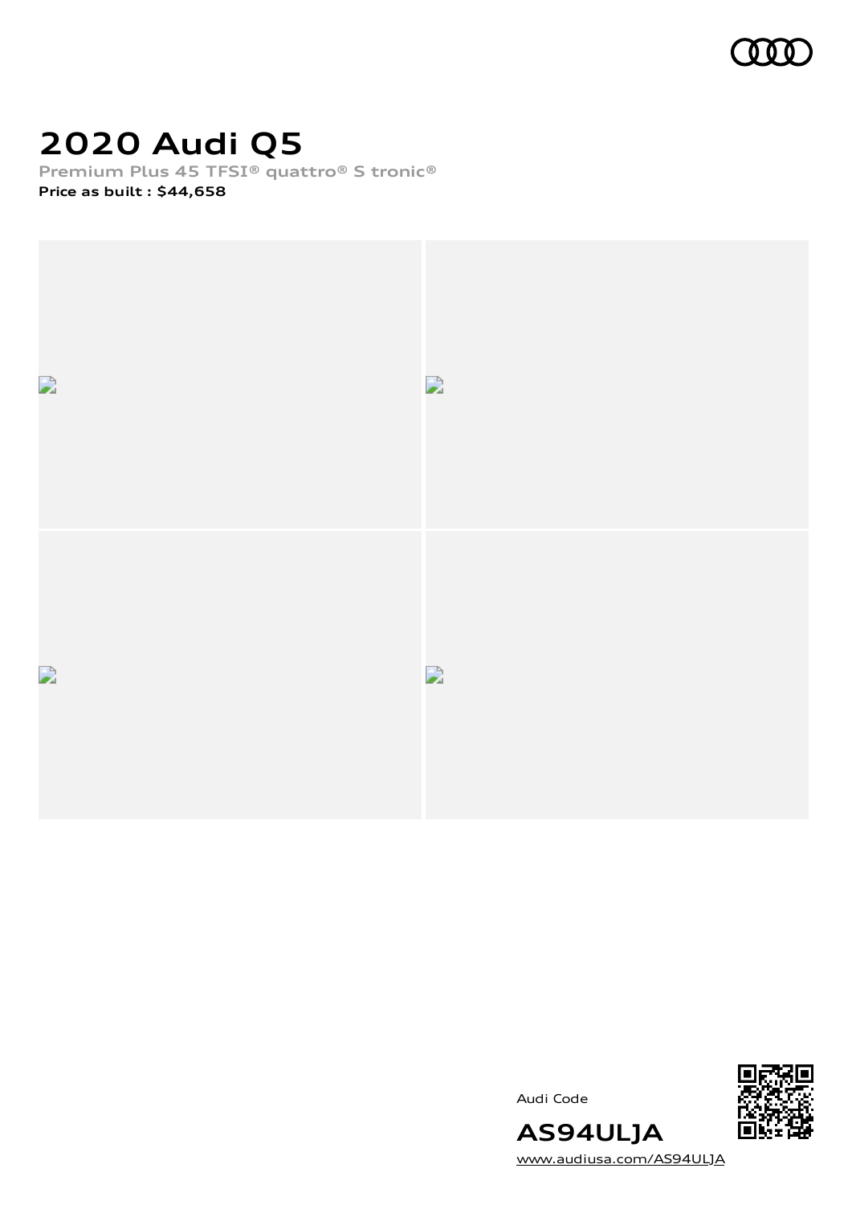# 2020 Audi Q5

Premium Plus 45 TFSI® quattro® S tronic®

**Price as built : $44,658**

Audi Code

**AS94ULJA**

www.audiusa.com/AS94ULJA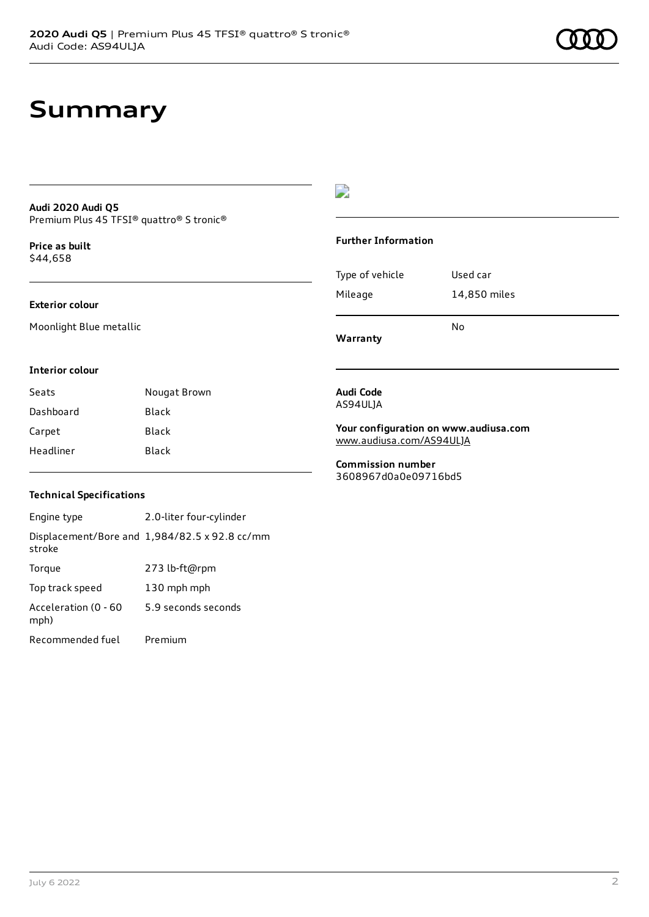# Summary

**Audi 2020 Audi Q5**
Premium Plus 45 TFSI® quattro® S tronic®

**Price as built**
$44,658

### Exterior colour

Moonlight Blue metallic

### Interior colour

| | |
|---|---|
| Seats | Nougat Brown |
| Dashboard | Black |
| Carpet | Black |
| Headliner | Black |

### Technical Specifications

| | |
|---|---|
| Engine type | 2.0-liter four-cylinder |
| Displacement/Bore and stroke | 1,984/82.5 x 92.8 cc/mm |
| Torque | 273 lb-ft@rpm |
| Top track speed | 130 mph mph |
| Acceleration (0 - 60 mph) | 5.9 seconds seconds |
| Recommended fuel | Premium |

### Further Information

| | |
|---|---|
| Type of vehicle | Used car |
| Mileage | 14,850 miles |
| **Warranty** | No |

**Audi Code**
AS94ULJA

**Your configuration on www.audiusa.com**
www.audiusa.com/AS94ULJA

**Commission number**
3608967d0a0e09716bd5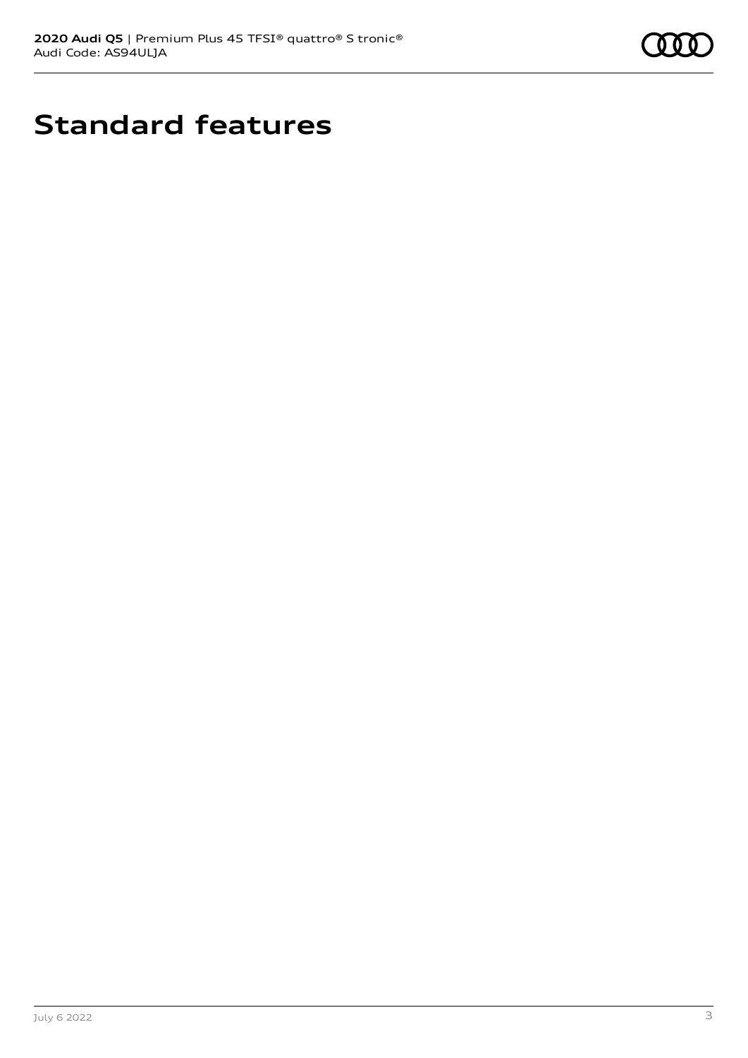# Standard features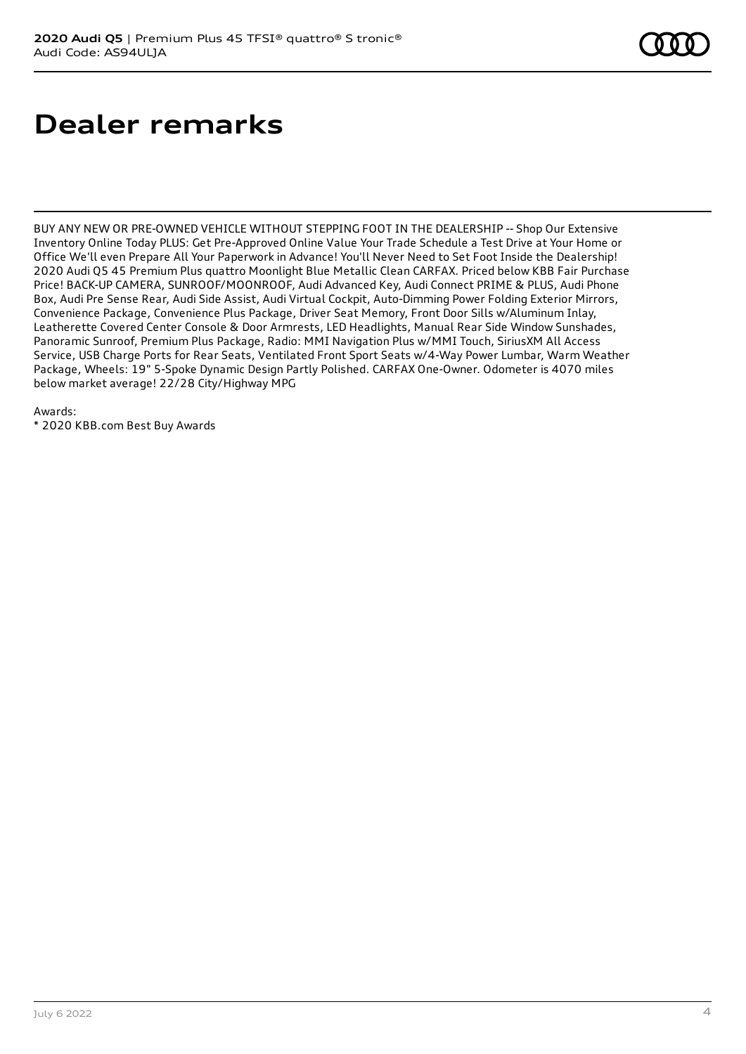# Dealer remarks

BUY ANY NEW OR PRE-OWNED VEHICLE WITHOUT STEPPING FOOT IN THE DEALERSHIP -- Shop Our Extensive Inventory Online Today PLUS: Get Pre-Approved Online Value Your Trade Schedule a Test Drive at Your Home or Office We'll even Prepare All Your Paperwork in Advance! You'll Never Need to Set Foot Inside the Dealership! 2020 Audi Q5 45 Premium Plus quattro Moonlight Blue Metallic Clean CARFAX. Priced below KBB Fair Purchase Price! BACK-UP CAMERA, SUNROOF/MOONROOF, Audi Advanced Key, Audi Connect PRIME & PLUS, Audi Phone Box, Audi Pre Sense Rear, Audi Side Assist, Audi Virtual Cockpit, Auto-Dimming Power Folding Exterior Mirrors, Convenience Package, Convenience Plus Package, Driver Seat Memory, Front Door Sills w/Aluminum Inlay, Leatherette Covered Center Console & Door Armrests, LED Headlights, Manual Rear Side Window Sunshades, Panoramic Sunroof, Premium Plus Package, Radio: MMI Navigation Plus w/MMI Touch, SiriusXM All Access Service, USB Charge Ports for Rear Seats, Ventilated Front Sport Seats w/4-Way Power Lumbar, Warm Weather Package, Wheels: 19" 5-Spoke Dynamic Design Partly Polished. CARFAX One-Owner. Odometer is 4070 miles below market average! 22/28 City/Highway MPG

Awards:

* 2020 KBB.com Best Buy Awards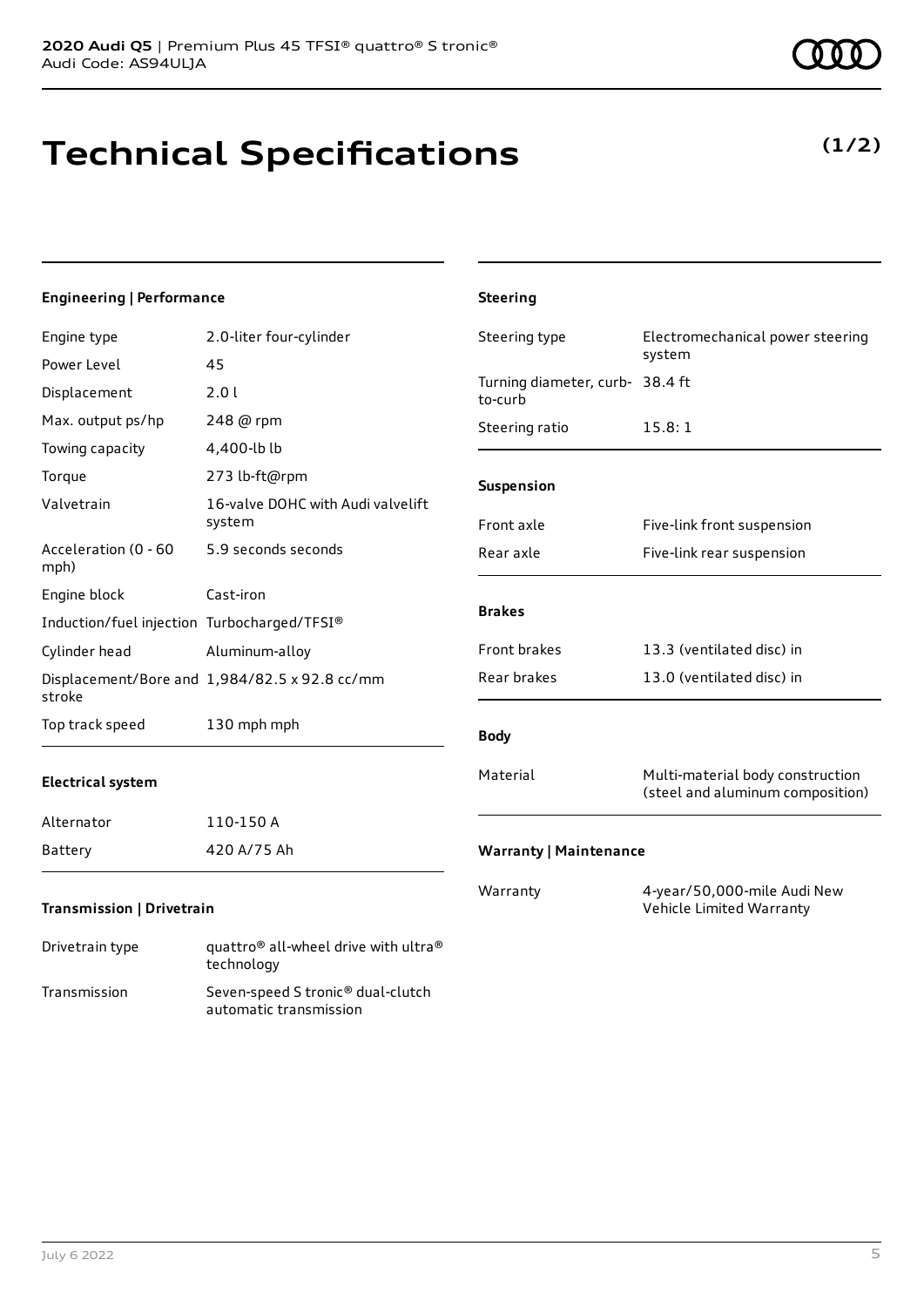# Technical Specifications

**(1/2)**

### Engineering | Performance

| | |
|---|---|
| Engine type | 2.0-liter four-cylinder |
| Power Level | 45 |
| Displacement | 2.0 l |
| Max. output ps/hp | 248 @ rpm |
| Towing capacity | 4,400-lb lb |
| Torque | 273 lb-ft@rpm |
| Valvetrain | 16-valve DOHC with Audi valvelift system |
| Acceleration (0 - 60 mph) | 5.9 seconds seconds |
| Engine block | Cast-iron |
| Induction/fuel injection | Turbocharged/TFSI® |
| Cylinder head | Aluminum-alloy |
| Displacement/Bore and stroke | 1,984/82.5 x 92.8 cc/mm |
| Top track speed | 130 mph mph |

### Electrical system

| | |
|---|---|
| Alternator | 110-150 A |
| Battery | 420 A/75 Ah |

### Transmission | Drivetrain

| | |
|---|---|
| Drivetrain type | quattro® all-wheel drive with ultra® technology |
| Transmission | Seven-speed S tronic® dual-clutch automatic transmission |

### Steering

| | |
|---|---|
| Steering type | Electromechanical power steering system |
| Turning diameter, curb-to-curb | 38.4 ft |
| Steering ratio | 15.8: 1 |

### Suspension

| | |
|---|---|
| Front axle | Five-link front suspension |
| Rear axle | Five-link rear suspension |

### Brakes

| | |
|---|---|
| Front brakes | 13.3 (ventilated disc) in |
| Rear brakes | 13.0 (ventilated disc) in |

### Body

| | |
|---|---|
| Material | Multi-material body construction (steel and aluminum composition) |

### Warranty | Maintenance

| | |
|---|---|
| Warranty | 4-year/50,000-mile Audi New Vehicle Limited Warranty |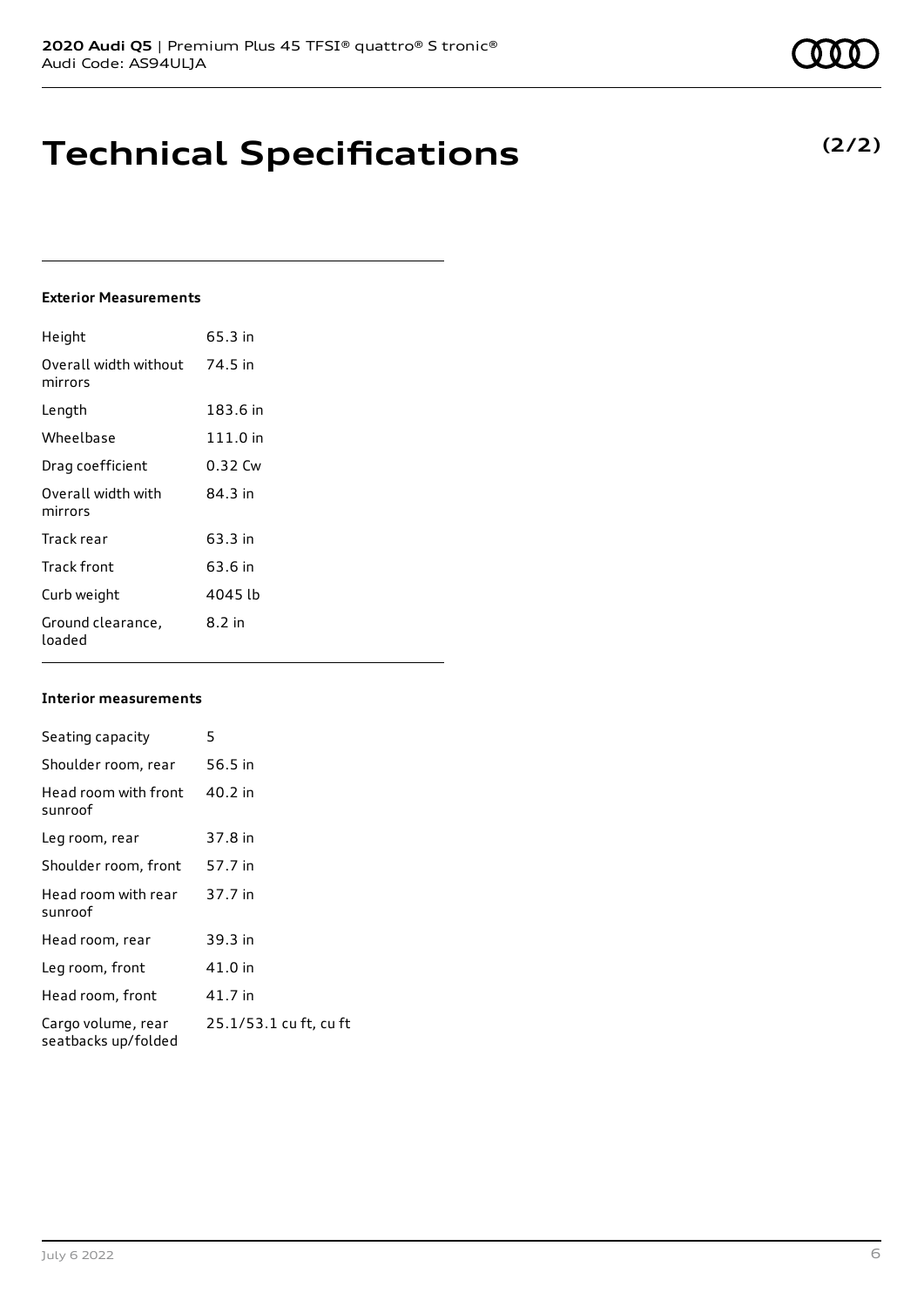# Technical Specifications

**(2/2)**

### Exterior Measurements

| | |
|---|---|
| Height | 65.3 in |
| Overall width without mirrors | 74.5 in |
| Length | 183.6 in |
| Wheelbase | 111.0 in |
| Drag coefficient | 0.32 Cw |
| Overall width with mirrors | 84.3 in |
| Track rear | 63.3 in |
| Track front | 63.6 in |
| Curb weight | 4045 lb |
| Ground clearance, loaded | 8.2 in |

### Interior measurements

| | |
|---|---|
| Seating capacity | 5 |
| Shoulder room, rear | 56.5 in |
| Head room with front sunroof | 40.2 in |
| Leg room, rear | 37.8 in |
| Shoulder room, front | 57.7 in |
| Head room with rear sunroof | 37.7 in |
| Head room, rear | 39.3 in |
| Leg room, front | 41.0 in |
| Head room, front | 41.7 in |
| Cargo volume, rear seatbacks up/folded | 25.1/53.1 cu ft, cu ft |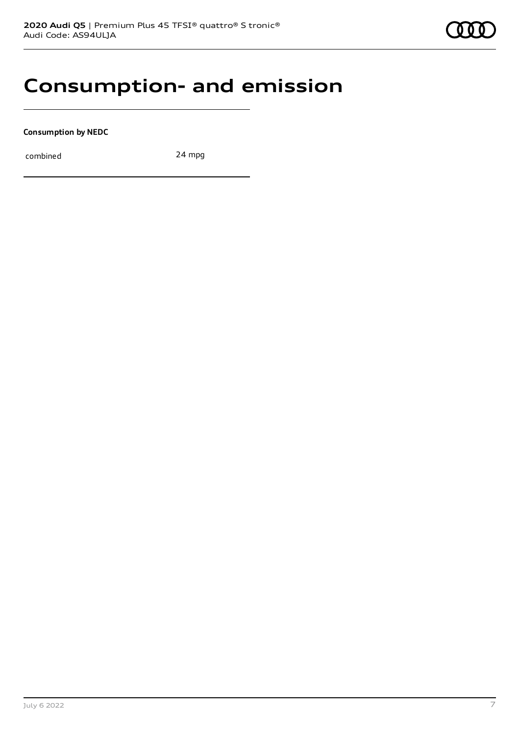# Consumption- and emission

**Consumption by NEDC**

| combined | 24 mpg |
|---|---|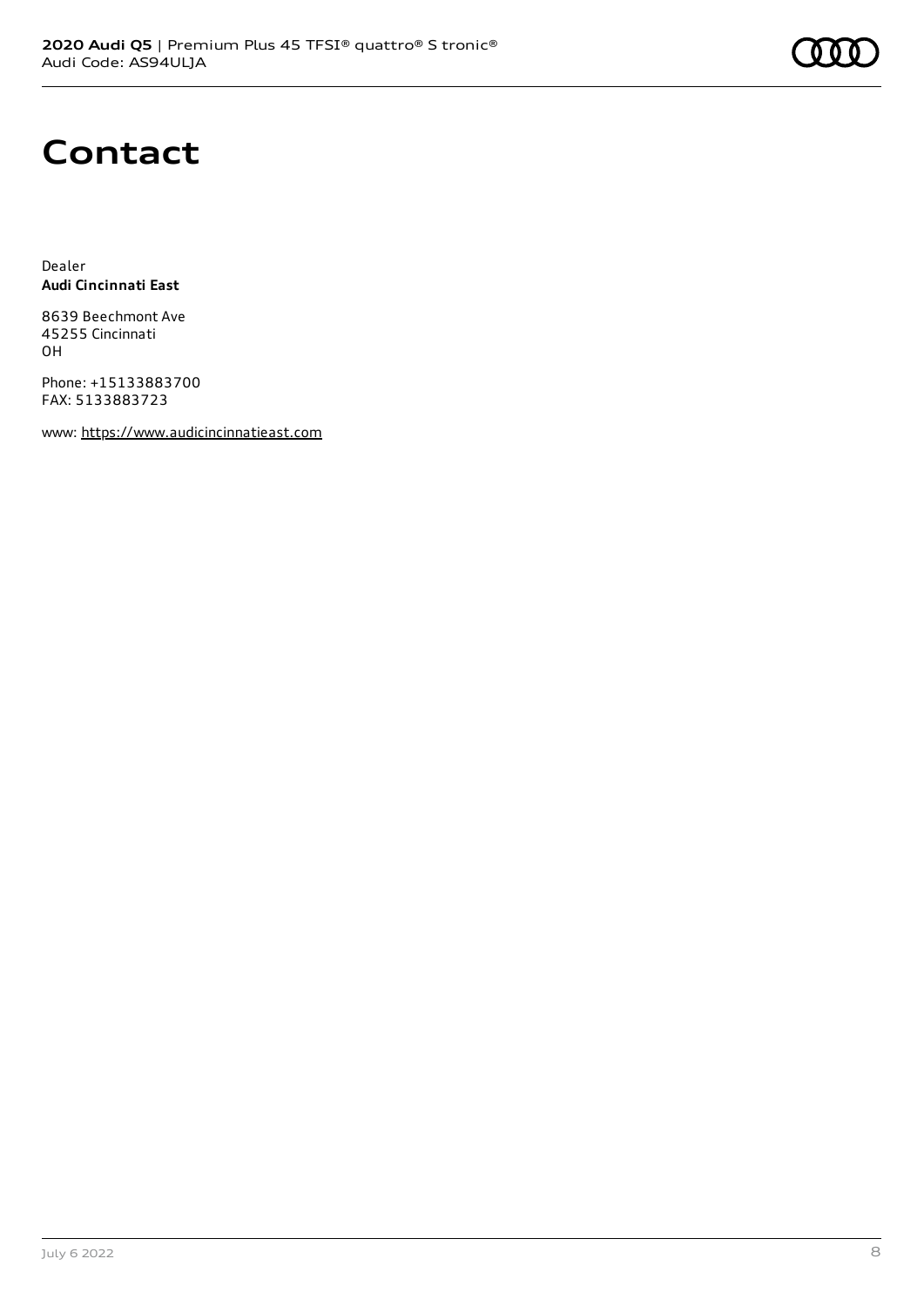# Contact

Dealer
**Audi Cincinnati East**

8639 Beechmont Ave
45255 Cincinnati
OH

Phone: +15133883700
FAX: 5133883723

www: https://www.audicincinnatieast.com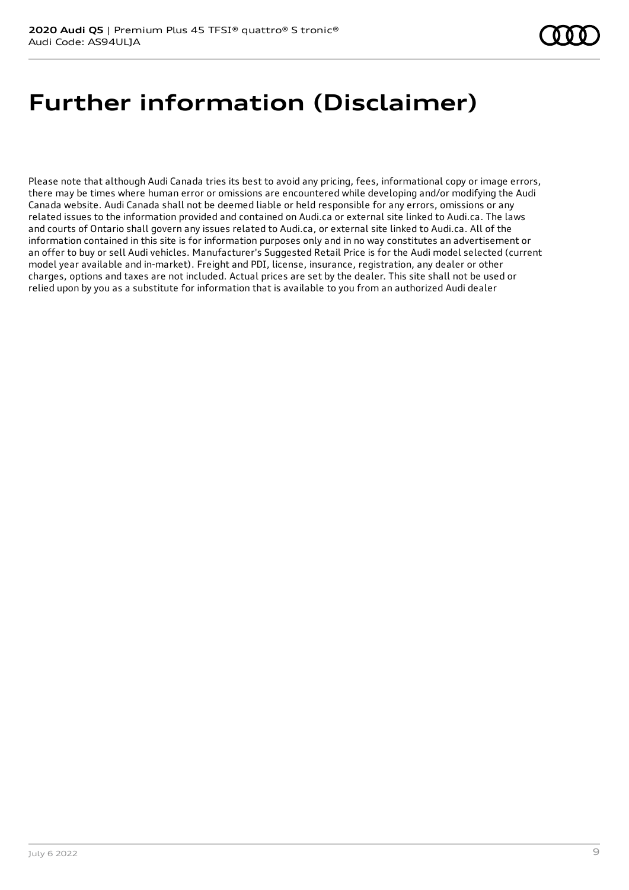# Further information (Disclaimer)

Please note that although Audi Canada tries its best to avoid any pricing, fees, informational copy or image errors, there may be times where human error or omissions are encountered while developing and/or modifying the Audi Canada website. Audi Canada shall not be deemed liable or held responsible for any errors, omissions or any related issues to the information provided and contained on Audi.ca or external site linked to Audi.ca. The laws and courts of Ontario shall govern any issues related to Audi.ca, or external site linked to Audi.ca. All of the information contained in this site is for information purposes only and in no way constitutes an advertisement or an offer to buy or sell Audi vehicles. Manufacturer's Suggested Retail Price is for the Audi model selected (current model year available and in-market). Freight and PDI, license, insurance, registration, any dealer or other charges, options and taxes are not included. Actual prices are set by the dealer. This site shall not be used or relied upon by you as a substitute for information that is available to you from an authorized Audi dealer